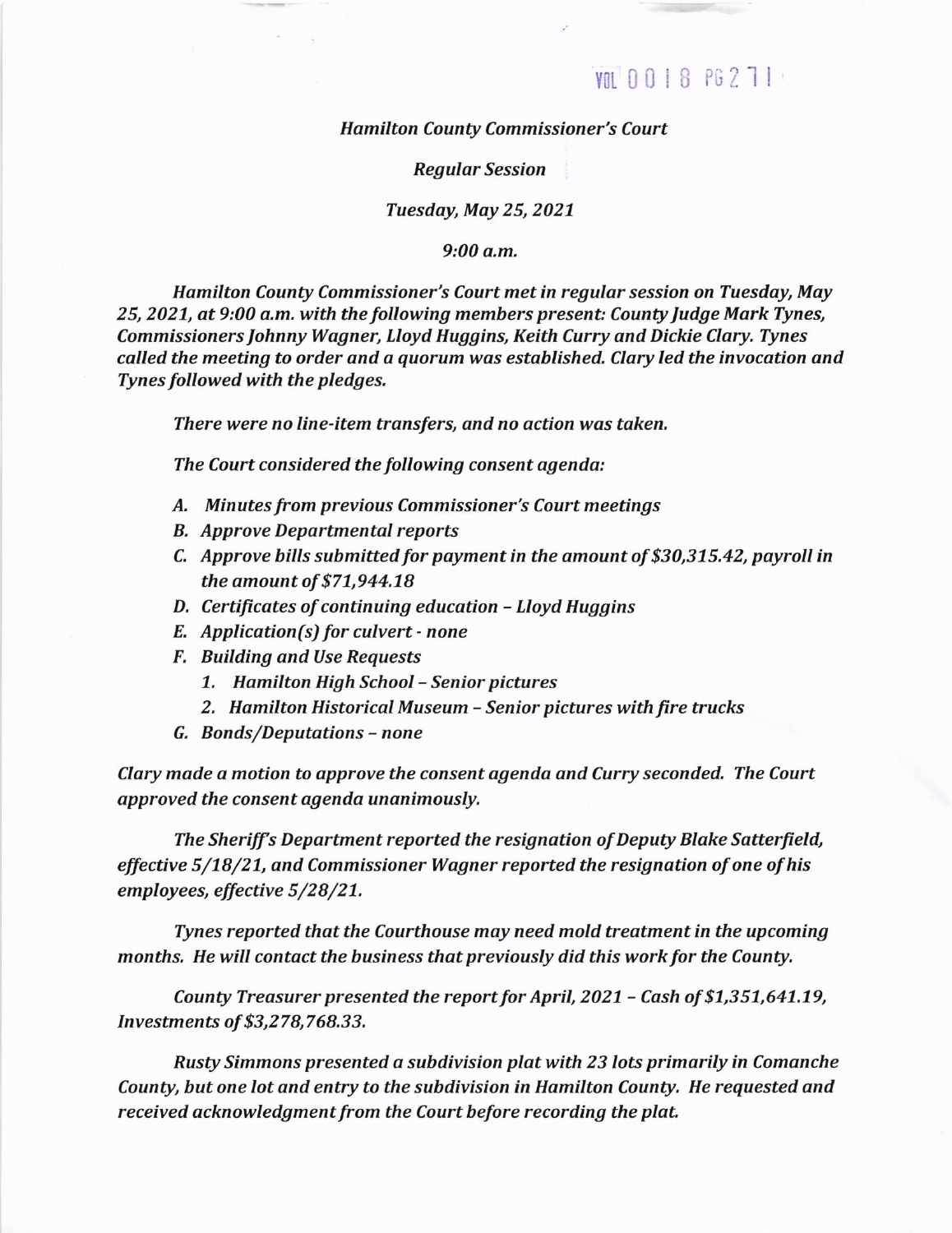VOL 0018 PG 271

*Hamilton County Commissioner's Court*

*Regular Session*

*Tuesday, May 25, 2021*

*9:00 a.m.*

*Hamilton County Commissioner's Court met in regular session on Tuesday, May 25, 2021, at 9:00 a.m. with the following members present: County Judge Mark Tynes, Commissioners Johnny Wagner, Lloyd Huggins, Keith Curry and Dickie Clary. Tynes called the meeting to order and a quorum was established. Clary led the invocation and Tynes followed with the pledges.*

*There were no line-item transfers, and no action was taken.*

*The Court considered the following consent agenda:*

*A. Minutes from previous Commissioner's Court meetings*
*B. Approve Departmental reports*
*C. Approve bills submitted for payment in the amount of $30,315.42, payroll in the amount of $71,944.18*
*D. Certificates of continuing education – Lloyd Huggins*
*E. Application(s) for culvert - none*
*F. Building and Use Requests*
   *1. Hamilton High School – Senior pictures*
   *2. Hamilton Historical Museum – Senior pictures with fire trucks*
*G. Bonds/Deputations – none*

*Clary made a motion to approve the consent agenda and Curry seconded. The Court approved the consent agenda unanimously.*

*The Sheriff's Department reported the resignation of Deputy Blake Satterfield, effective 5/18/21, and Commissioner Wagner reported the resignation of one of his employees, effective 5/28/21.*

*Tynes reported that the Courthouse may need mold treatment in the upcoming months. He will contact the business that previously did this work for the County.*

*County Treasurer presented the report for April, 2021 – Cash of $1,351,641.19, Investments of $3,278,768.33.*

*Rusty Simmons presented a subdivision plat with 23 lots primarily in Comanche County, but one lot and entry to the subdivision in Hamilton County. He requested and received acknowledgment from the Court before recording the plat.*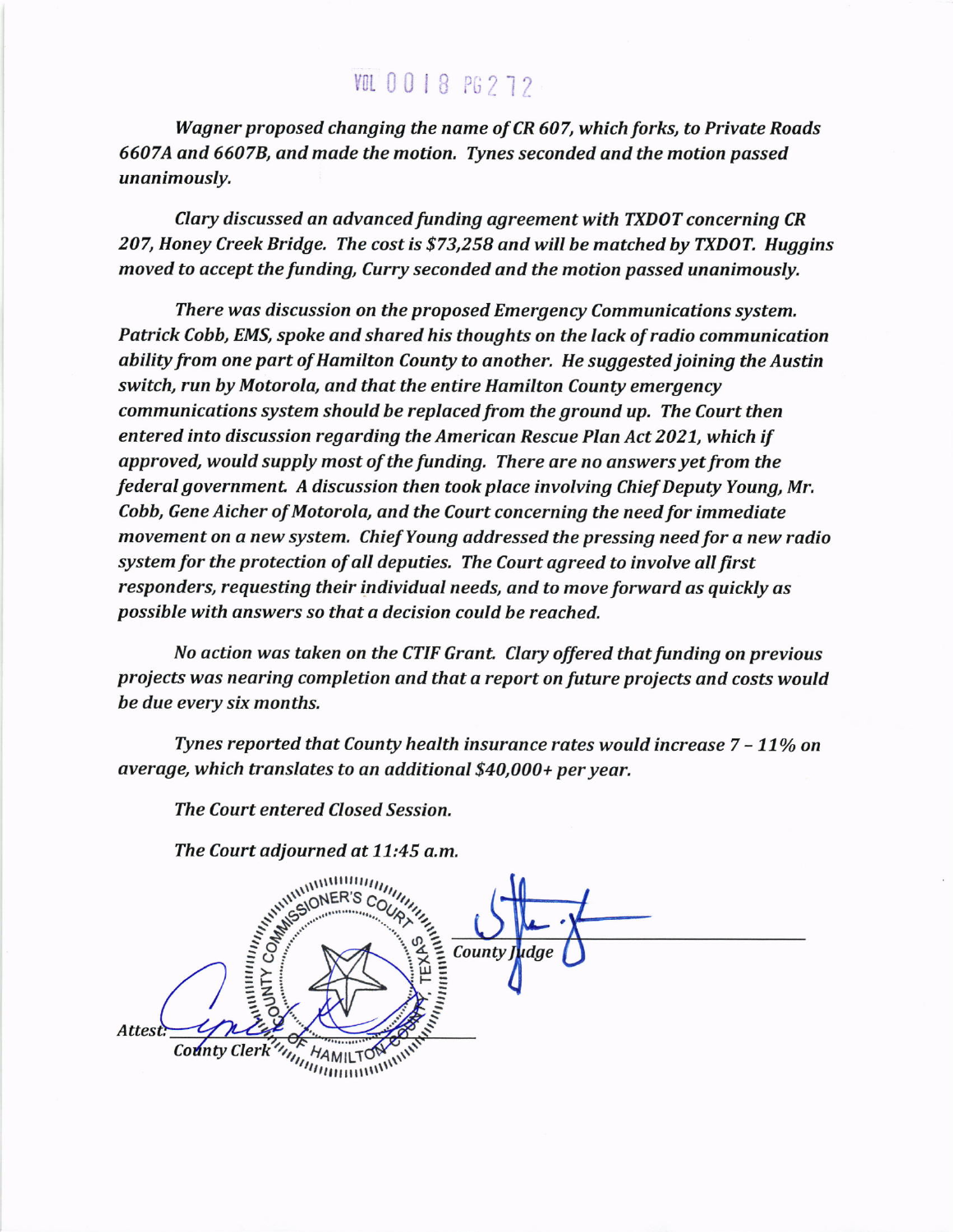VOL 0018 PG 272

*Wagner proposed changing the name of CR 607, which forks, to Private Roads 6607A and 6607B, and made the motion. Tynes seconded and the motion passed unanimously.*

*Clary discussed an advanced funding agreement with TXDOT concerning CR 207, Honey Creek Bridge. The cost is $73,258 and will be matched by TXDOT. Huggins moved to accept the funding, Curry seconded and the motion passed unanimously.*

*There was discussion on the proposed Emergency Communications system. Patrick Cobb, EMS, spoke and shared his thoughts on the lack of radio communication ability from one part of Hamilton County to another. He suggested joining the Austin switch, run by Motorola, and that the entire Hamilton County emergency communications system should be replaced from the ground up. The Court then entered into discussion regarding the American Rescue Plan Act 2021, which if approved, would supply most of the funding. There are no answers yet from the federal government. A discussion then took place involving Chief Deputy Young, Mr. Cobb, Gene Aicher of Motorola, and the Court concerning the need for immediate movement on a new system. Chief Young addressed the pressing need for a new radio system for the protection of all deputies. The Court agreed to involve all first responders, requesting their individual needs, and to move forward as quickly as possible with answers so that a decision could be reached.*

*No action was taken on the CTIF Grant. Clary offered that funding on previous projects was nearing completion and that a report on future projects and costs would be due every six months.*

*Tynes reported that County health insurance rates would increase 7 – 11% on average, which translates to an additional $40,000+ per year.*

*The Court entered Closed Session.*

*The Court adjourned at 11:45 a.m.*

*County Judge*

*Attest:*
*County Clerk*

COMMISSIONER'S COURT
COUNTY OF HAMILTON COUNTY, TEXAS